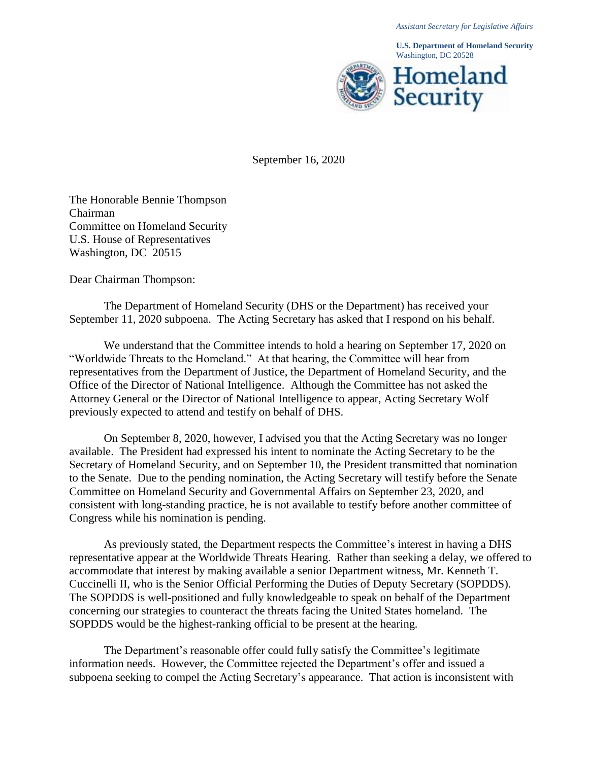*Assistant Secretary for Legislative Affairs*

**U.S. Department of Homeland Security**
Washington, DC 20528

Homeland Security

September 16, 2020

The Honorable Bennie Thompson
Chairman
Committee on Homeland Security
U.S. House of Representatives
Washington, DC 20515

Dear Chairman Thompson:

The Department of Homeland Security (DHS or the Department) has received your September 11, 2020 subpoena. The Acting Secretary has asked that I respond on his behalf.

We understand that the Committee intends to hold a hearing on September 17, 2020 on "Worldwide Threats to the Homeland." At that hearing, the Committee will hear from representatives from the Department of Justice, the Department of Homeland Security, and the Office of the Director of National Intelligence. Although the Committee has not asked the Attorney General or the Director of National Intelligence to appear, Acting Secretary Wolf previously expected to attend and testify on behalf of DHS.

On September 8, 2020, however, I advised you that the Acting Secretary was no longer available. The President had expressed his intent to nominate the Acting Secretary to be the Secretary of Homeland Security, and on September 10, the President transmitted that nomination to the Senate. Due to the pending nomination, the Acting Secretary will testify before the Senate Committee on Homeland Security and Governmental Affairs on September 23, 2020, and consistent with long-standing practice, he is not available to testify before another committee of Congress while his nomination is pending.

As previously stated, the Department respects the Committee's interest in having a DHS representative appear at the Worldwide Threats Hearing. Rather than seeking a delay, we offered to accommodate that interest by making available a senior Department witness, Mr. Kenneth T. Cuccinelli II, who is the Senior Official Performing the Duties of Deputy Secretary (SOPDDS). The SOPDDS is well-positioned and fully knowledgeable to speak on behalf of the Department concerning our strategies to counteract the threats facing the United States homeland. The SOPDDS would be the highest-ranking official to be present at the hearing.

The Department's reasonable offer could fully satisfy the Committee's legitimate information needs. However, the Committee rejected the Department's offer and issued a subpoena seeking to compel the Acting Secretary's appearance. That action is inconsistent with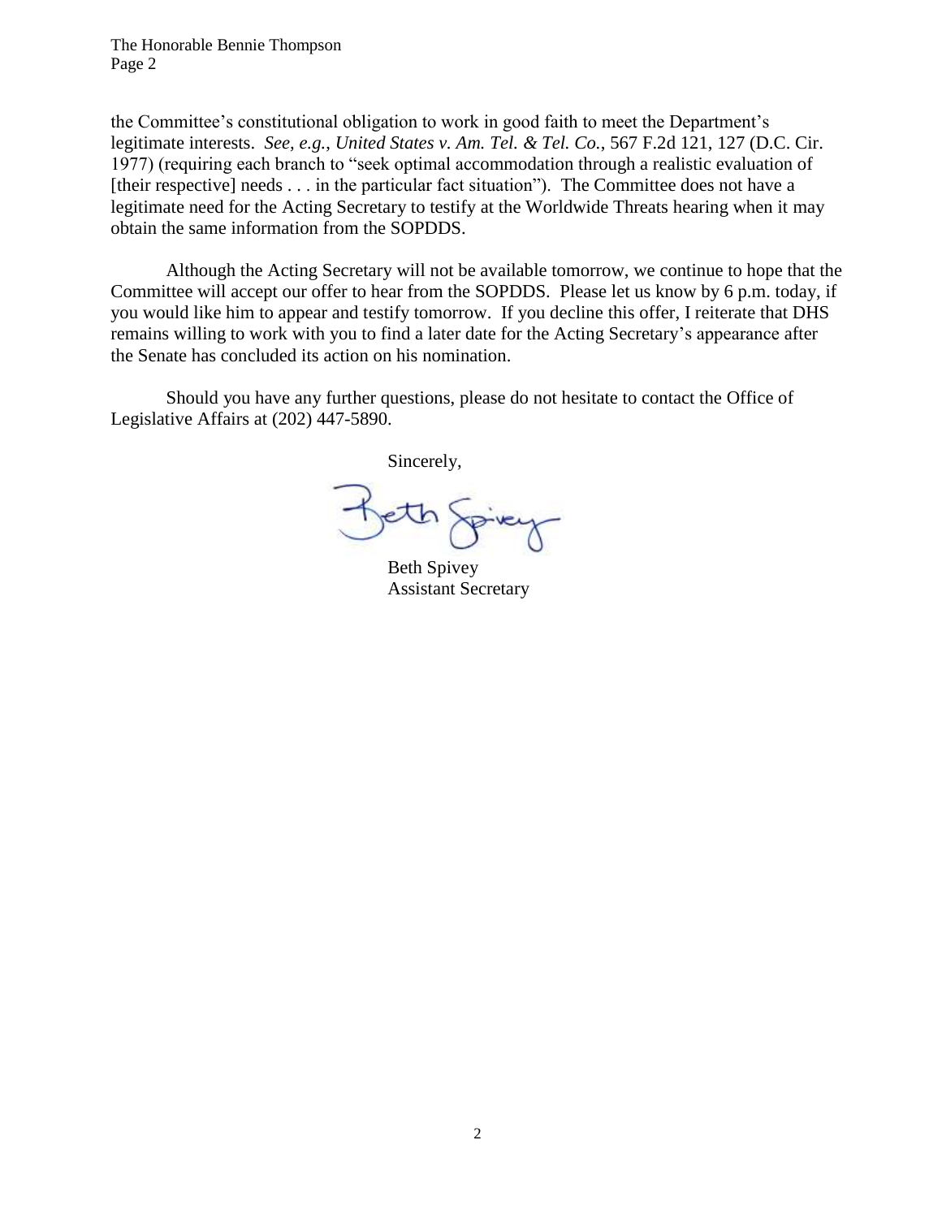the Committee's constitutional obligation to work in good faith to meet the Department's legitimate interests. *See, e.g.*, *United States v. Am. Tel. & Tel. Co.*, 567 F.2d 121, 127 (D.C. Cir. 1977) (requiring each branch to "seek optimal accommodation through a realistic evaluation of [their respective] needs . . . in the particular fact situation"). The Committee does not have a legitimate need for the Acting Secretary to testify at the Worldwide Threats hearing when it may obtain the same information from the SOPDDS.

Although the Acting Secretary will not be available tomorrow, we continue to hope that the Committee will accept our offer to hear from the SOPDDS. Please let us know by 6 p.m. today, if you would like him to appear and testify tomorrow. If you decline this offer, I reiterate that DHS remains willing to work with you to find a later date for the Acting Secretary's appearance after the Senate has concluded its action on his nomination.

Should you have any further questions, please do not hesitate to contact the Office of Legislative Affairs at (202) 447-5890.

Sincerely,

Beth Spivey
Assistant Secretary